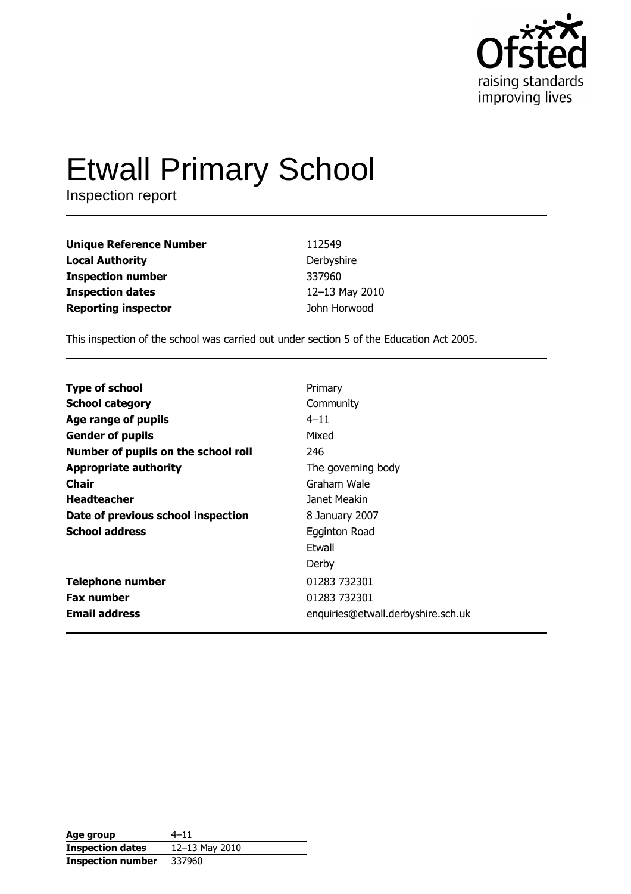Ofsted
raising standards
improving lives

# Etwall Primary School

Inspection report

| | |
|---|---|
| **Unique Reference Number** | 112549 |
| **Local Authority** | Derbyshire |
| **Inspection number** | 337960 |
| **Inspection dates** | 12–13 May 2010 |
| **Reporting inspector** | John Horwood |

This inspection of the school was carried out under section 5 of the Education Act 2005.

| | |
|---|---|
| **Type of school** | Primary |
| **School category** | Community |
| **Age range of pupils** | 4–11 |
| **Gender of pupils** | Mixed |
| **Number of pupils on the school roll** | 246 |
| **Appropriate authority** | The governing body |
| **Chair** | Graham Wale |
| **Headteacher** | Janet Meakin |
| **Date of previous school inspection** | 8 January 2007 |
| **School address** | Egginton Road<br>Etwall<br>Derby |
| **Telephone number** | 01283 732301 |
| **Fax number** | 01283 732301 |
| **Email address** | enquiries@etwall.derbyshire.sch.uk |

| | |
|---|---|
| **Age group** | 4–11 |
| **Inspection dates** | 12–13 May 2010 |
| **Inspection number** | 337960 |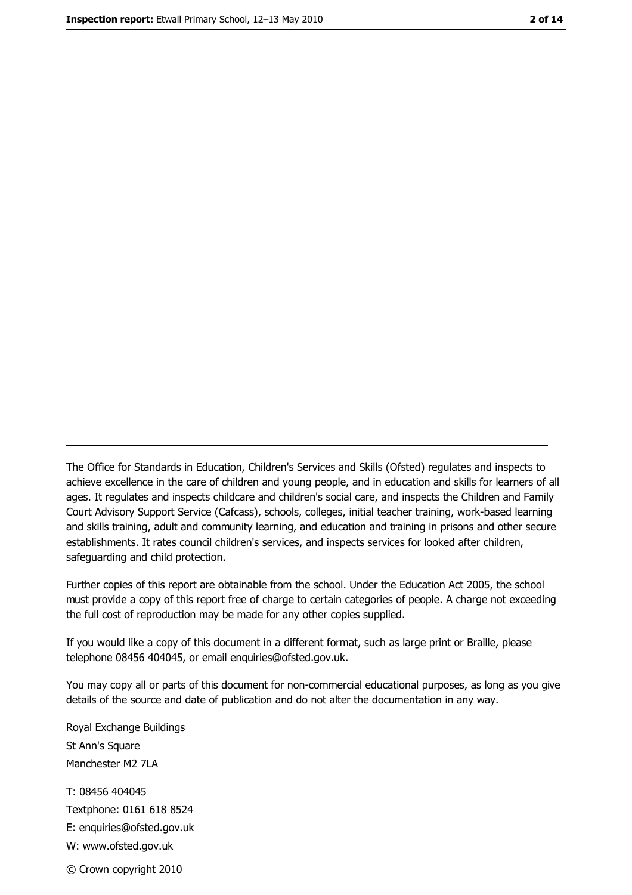The Office for Standards in Education, Children's Services and Skills (Ofsted) regulates and inspects to achieve excellence in the care of children and young people, and in education and skills for learners of all ages. It regulates and inspects childcare and children's social care, and inspects the Children and Family Court Advisory Support Service (Cafcass), schools, colleges, initial teacher training, work-based learning and skills training, adult and community learning, and education and training in prisons and other secure establishments. It rates council children's services, and inspects services for looked after children, safeguarding and child protection.

Further copies of this report are obtainable from the school. Under the Education Act 2005, the school must provide a copy of this report free of charge to certain categories of people. A charge not exceeding the full cost of reproduction may be made for any other copies supplied.

If you would like a copy of this document in a different format, such as large print or Braille, please telephone 08456 404045, or email enquiries@ofsted.gov.uk.

You may copy all or parts of this document for non-commercial educational purposes, as long as you give details of the source and date of publication and do not alter the documentation in any way.

Royal Exchange Buildings
St Ann's Square
Manchester M2 7LA

T: 08456 404045
Textphone: 0161 618 8524
E: enquiries@ofsted.gov.uk
W: www.ofsted.gov.uk

© Crown copyright 2010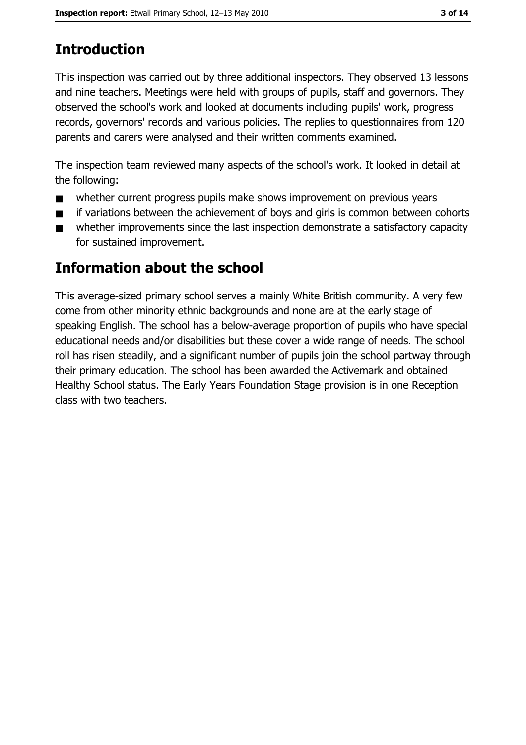## Introduction

This inspection was carried out by three additional inspectors. They observed 13 lessons and nine teachers. Meetings were held with groups of pupils, staff and governors. They observed the school's work and looked at documents including pupils' work, progress records, governors' records and various policies. The replies to questionnaires from 120 parents and carers were analysed and their written comments examined.

The inspection team reviewed many aspects of the school's work. It looked in detail at the following:

- whether current progress pupils make shows improvement on previous years
- if variations between the achievement of boys and girls is common between cohorts
- whether improvements since the last inspection demonstrate a satisfactory capacity for sustained improvement.

## Information about the school

This average-sized primary school serves a mainly White British community. A very few come from other minority ethnic backgrounds and none are at the early stage of speaking English. The school has a below-average proportion of pupils who have special educational needs and/or disabilities but these cover a wide range of needs. The school roll has risen steadily, and a significant number of pupils join the school partway through their primary education. The school has been awarded the Activemark and obtained Healthy School status. The Early Years Foundation Stage provision is in one Reception class with two teachers.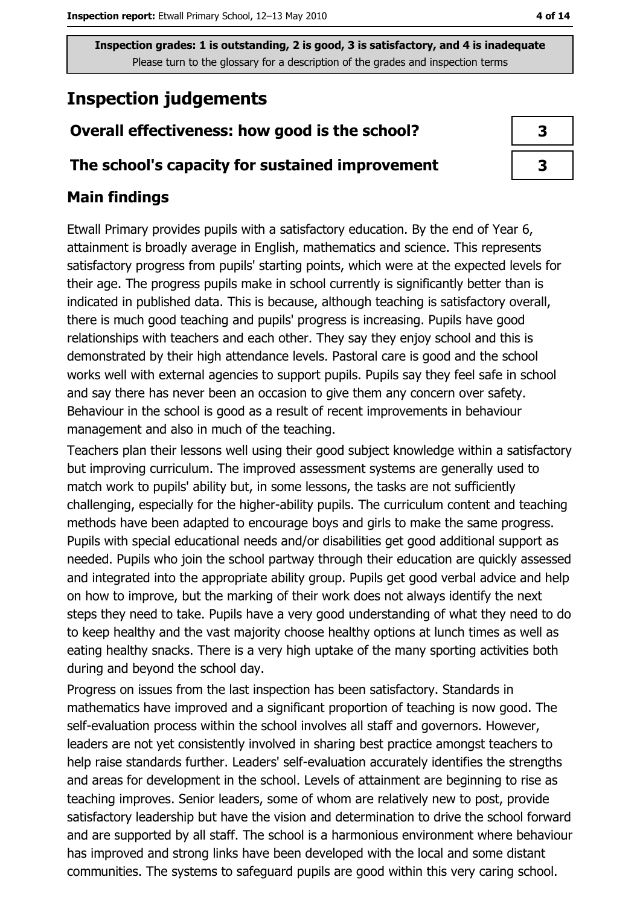**Inspection grades: 1 is outstanding, 2 is good, 3 is satisfactory, and 4 is inadequate**
Please turn to the glossary for a description of the grades and inspection terms

# Inspection judgements

| | |
|---|---|
| **Overall effectiveness: how good is the school?** | 3 |
| **The school's capacity for sustained improvement** | 3 |

## Main findings

Etwall Primary provides pupils with a satisfactory education. By the end of Year 6, attainment is broadly average in English, mathematics and science. This represents satisfactory progress from pupils' starting points, which were at the expected levels for their age. The progress pupils make in school currently is significantly better than is indicated in published data. This is because, although teaching is satisfactory overall, there is much good teaching and pupils' progress is increasing. Pupils have good relationships with teachers and each other. They say they enjoy school and this is demonstrated by their high attendance levels. Pastoral care is good and the school works well with external agencies to support pupils. Pupils say they feel safe in school and say there has never been an occasion to give them any concern over safety. Behaviour in the school is good as a result of recent improvements in behaviour management and also in much of the teaching.

Teachers plan their lessons well using their good subject knowledge within a satisfactory but improving curriculum. The improved assessment systems are generally used to match work to pupils' ability but, in some lessons, the tasks are not sufficiently challenging, especially for the higher-ability pupils. The curriculum content and teaching methods have been adapted to encourage boys and girls to make the same progress. Pupils with special educational needs and/or disabilities get good additional support as needed. Pupils who join the school partway through their education are quickly assessed and integrated into the appropriate ability group. Pupils get good verbal advice and help on how to improve, but the marking of their work does not always identify the next steps they need to take. Pupils have a very good understanding of what they need to do to keep healthy and the vast majority choose healthy options at lunch times as well as eating healthy snacks. There is a very high uptake of the many sporting activities both during and beyond the school day.

Progress on issues from the last inspection has been satisfactory. Standards in mathematics have improved and a significant proportion of teaching is now good. The self-evaluation process within the school involves all staff and governors. However, leaders are not yet consistently involved in sharing best practice amongst teachers to help raise standards further. Leaders' self-evaluation accurately identifies the strengths and areas for development in the school. Levels of attainment are beginning to rise as teaching improves. Senior leaders, some of whom are relatively new to post, provide satisfactory leadership but have the vision and determination to drive the school forward and are supported by all staff. The school is a harmonious environment where behaviour has improved and strong links have been developed with the local and some distant communities. The systems to safeguard pupils are good within this very caring school.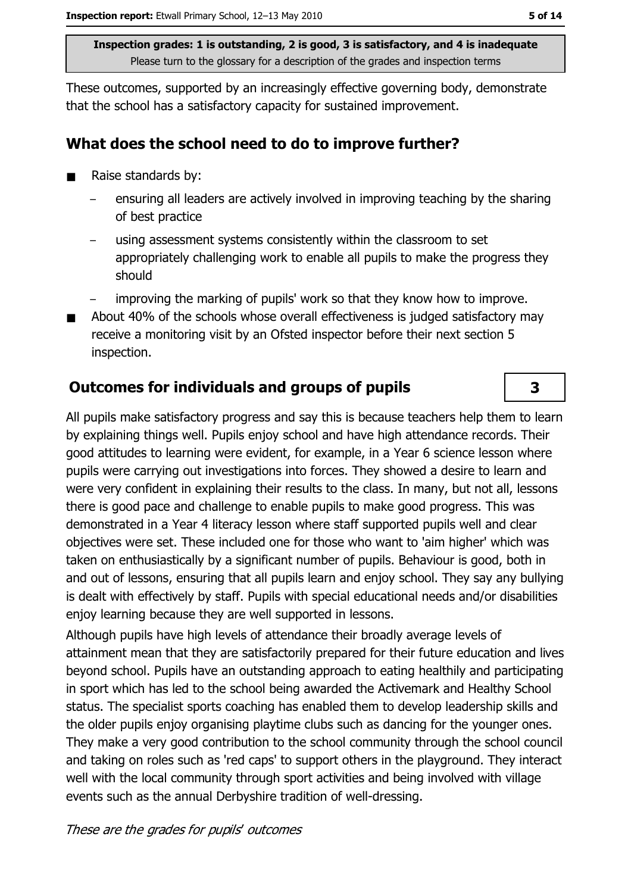**Inspection grades: 1 is outstanding, 2 is good, 3 is satisfactory, and 4 is inadequate**
Please turn to the glossary for a description of the grades and inspection terms

These outcomes, supported by an increasingly effective governing body, demonstrate that the school has a satisfactory capacity for sustained improvement.

## What does the school need to do to improve further?

- Raise standards by:
  - ensuring all leaders are actively involved in improving teaching by the sharing of best practice
  - using assessment systems consistently within the classroom to set appropriately challenging work to enable all pupils to make the progress they should
  - improving the marking of pupils' work so that they know how to improve.
- About 40% of the schools whose overall effectiveness is judged satisfactory may receive a monitoring visit by an Ofsted inspector before their next section 5 inspection.

## Outcomes for individuals and groups of pupils — 3

All pupils make satisfactory progress and say this is because teachers help them to learn by explaining things well. Pupils enjoy school and have high attendance records. Their good attitudes to learning were evident, for example, in a Year 6 science lesson where pupils were carrying out investigations into forces. They showed a desire to learn and were very confident in explaining their results to the class. In many, but not all, lessons there is good pace and challenge to enable pupils to make good progress. This was demonstrated in a Year 4 literacy lesson where staff supported pupils well and clear objectives were set. These included one for those who want to 'aim higher' which was taken on enthusiastically by a significant number of pupils. Behaviour is good, both in and out of lessons, ensuring that all pupils learn and enjoy school. They say any bullying is dealt with effectively by staff. Pupils with special educational needs and/or disabilities enjoy learning because they are well supported in lessons.

Although pupils have high levels of attendance their broadly average levels of attainment mean that they are satisfactorily prepared for their future education and lives beyond school. Pupils have an outstanding approach to eating healthily and participating in sport which has led to the school being awarded the Activemark and Healthy School status. The specialist sports coaching has enabled them to develop leadership skills and the older pupils enjoy organising playtime clubs such as dancing for the younger ones. They make a very good contribution to the school community through the school council and taking on roles such as 'red caps' to support others in the playground. They interact well with the local community through sport activities and being involved with village events such as the annual Derbyshire tradition of well-dressing.

*These are the grades for pupils' outcomes*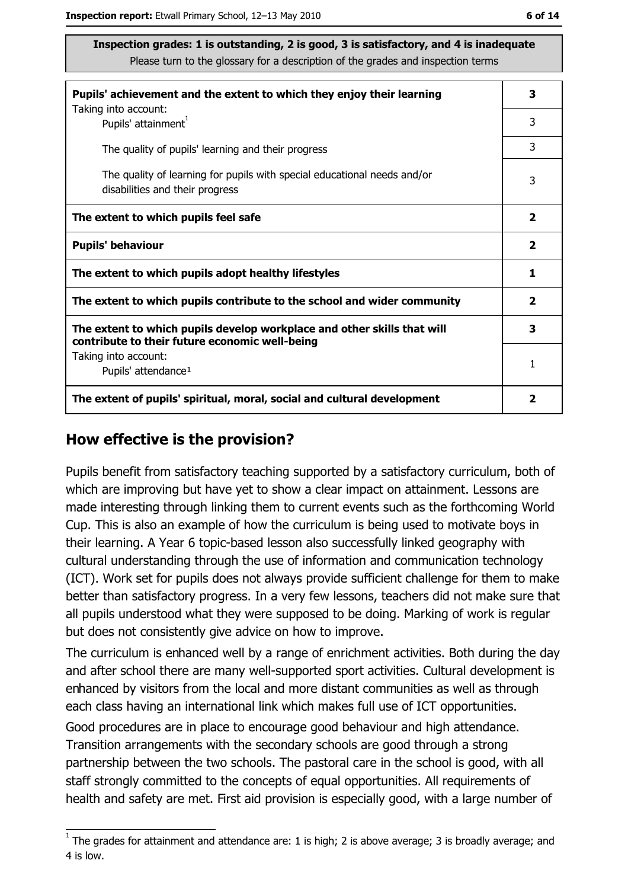**Inspection grades: 1 is outstanding, 2 is good, 3 is satisfactory, and 4 is inadequate**
Please turn to the glossary for a description of the grades and inspection terms

| | |
|---|---|
| **Pupils' achievement and the extent to which they enjoy their learning** | **3** |
| Taking into account: Pupils' attainment[1] | 3 |
| The quality of pupils' learning and their progress | 3 |
| The quality of learning for pupils with special educational needs and/or disabilities and their progress | 3 |
| **The extent to which pupils feel safe** | **2** |
| **Pupils' behaviour** | **2** |
| **The extent to which pupils adopt healthy lifestyles** | **1** |
| **The extent to which pupils contribute to the school and wider community** | **2** |
| **The extent to which pupils develop workplace and other skills that will contribute to their future economic well-being** | **3** |
| Taking into account: Pupils' attendance[1] | 1 |
| **The extent of pupils' spiritual, moral, social and cultural development** | **2** |

## How effective is the provision?

Pupils benefit from satisfactory teaching supported by a satisfactory curriculum, both of which are improving but have yet to show a clear impact on attainment. Lessons are made interesting through linking them to current events such as the forthcoming World Cup. This is also an example of how the curriculum is being used to motivate boys in their learning. A Year 6 topic-based lesson also successfully linked geography with cultural understanding through the use of information and communication technology (ICT). Work set for pupils does not always provide sufficient challenge for them to make better than satisfactory progress. In a very few lessons, teachers did not make sure that all pupils understood what they were supposed to be doing. Marking of work is regular but does not consistently give advice on how to improve.

The curriculum is enhanced well by a range of enrichment activities. Both during the day and after school there are many well-supported sport activities. Cultural development is enhanced by visitors from the local and more distant communities as well as through each class having an international link which makes full use of ICT opportunities.

Good procedures are in place to encourage good behaviour and high attendance. Transition arrangements with the secondary schools are good through a strong partnership between the two schools. The pastoral care in the school is good, with all staff strongly committed to the concepts of equal opportunities. All requirements of health and safety are met. First aid provision is especially good, with a large number of

[1] The grades for attainment and attendance are: 1 is high; 2 is above average; 3 is broadly average; and 4 is low.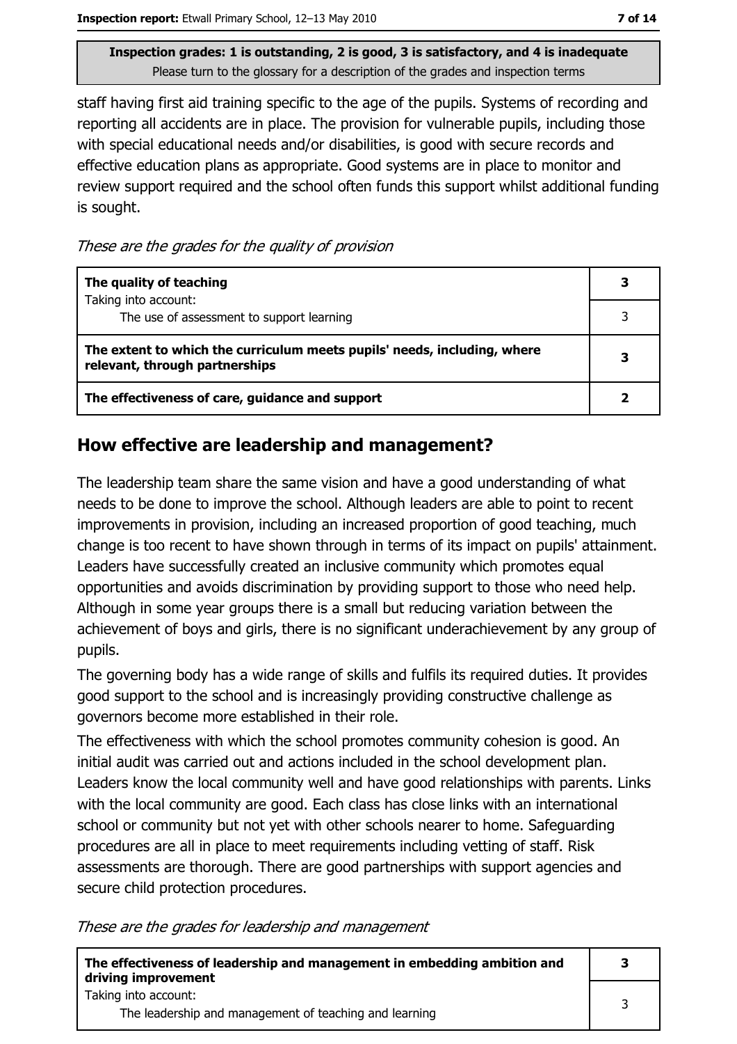**Inspection grades: 1 is outstanding, 2 is good, 3 is satisfactory, and 4 is inadequate**
Please turn to the glossary for a description of the grades and inspection terms

staff having first aid training specific to the age of the pupils. Systems of recording and reporting all accidents are in place. The provision for vulnerable pupils, including those with special educational needs and/or disabilities, is good with secure records and effective education plans as appropriate. Good systems are in place to monitor and review support required and the school often funds this support whilst additional funding is sought.

*These are the grades for the quality of provision*

| | |
|---|---|
| **The quality of teaching** | **3** |
| Taking into account: The use of assessment to support learning | 3 |
| **The extent to which the curriculum meets pupils' needs, including, where relevant, through partnerships** | **3** |
| **The effectiveness of care, guidance and support** | **2** |

## How effective are leadership and management?

The leadership team share the same vision and have a good understanding of what needs to be done to improve the school. Although leaders are able to point to recent improvements in provision, including an increased proportion of good teaching, much change is too recent to have shown through in terms of its impact on pupils' attainment. Leaders have successfully created an inclusive community which promotes equal opportunities and avoids discrimination by providing support to those who need help. Although in some year groups there is a small but reducing variation between the achievement of boys and girls, there is no significant underachievement by any group of pupils.

The governing body has a wide range of skills and fulfils its required duties. It provides good support to the school and is increasingly providing constructive challenge as governors become more established in their role.

The effectiveness with which the school promotes community cohesion is good. An initial audit was carried out and actions included in the school development plan. Leaders know the local community well and have good relationships with parents. Links with the local community are good. Each class has close links with an international school or community but not yet with other schools nearer to home. Safeguarding procedures are all in place to meet requirements including vetting of staff. Risk assessments are thorough. There are good partnerships with support agencies and secure child protection procedures.

*These are the grades for leadership and management*

| | |
|---|---|
| **The effectiveness of leadership and management in embedding ambition and driving improvement** | **3** |
| Taking into account: The leadership and management of teaching and learning | 3 |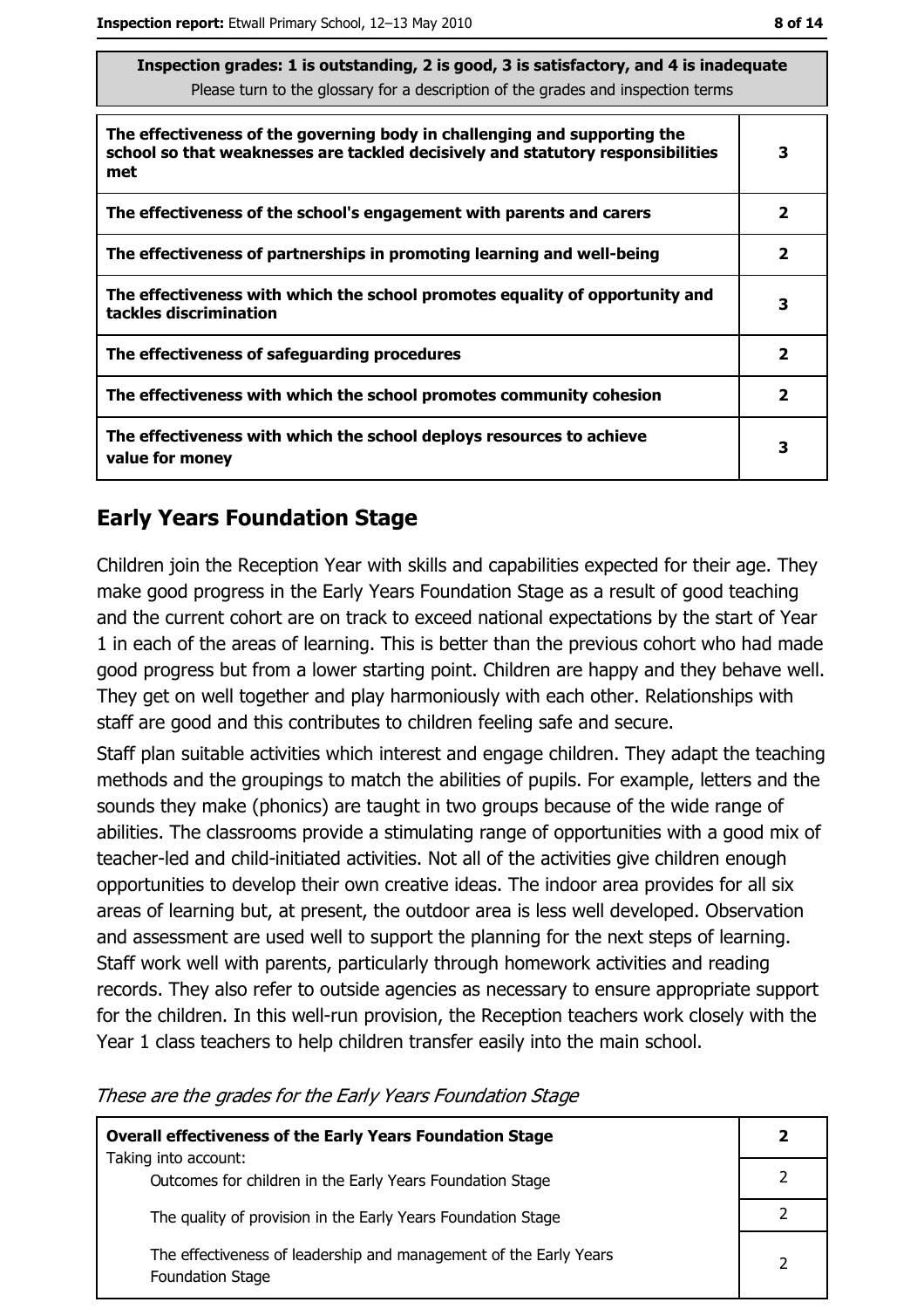**Inspection grades: 1 is outstanding, 2 is good, 3 is satisfactory, and 4 is inadequate**
Please turn to the glossary for a description of the grades and inspection terms

| | |
|---|---|
| **The effectiveness of the governing body in challenging and supporting the school so that weaknesses are tackled decisively and statutory responsibilities met** | **3** |
| **The effectiveness of the school's engagement with parents and carers** | **2** |
| **The effectiveness of partnerships in promoting learning and well-being** | **2** |
| **The effectiveness with which the school promotes equality of opportunity and tackles discrimination** | **3** |
| **The effectiveness of safeguarding procedures** | **2** |
| **The effectiveness with which the school promotes community cohesion** | **2** |
| **The effectiveness with which the school deploys resources to achieve value for money** | **3** |

## Early Years Foundation Stage

Children join the Reception Year with skills and capabilities expected for their age. They make good progress in the Early Years Foundation Stage as a result of good teaching and the current cohort are on track to exceed national expectations by the start of Year 1 in each of the areas of learning. This is better than the previous cohort who had made good progress but from a lower starting point. Children are happy and they behave well. They get on well together and play harmoniously with each other. Relationships with staff are good and this contributes to children feeling safe and secure.

Staff plan suitable activities which interest and engage children. They adapt the teaching methods and the groupings to match the abilities of pupils. For example, letters and the sounds they make (phonics) are taught in two groups because of the wide range of abilities. The classrooms provide a stimulating range of opportunities with a good mix of teacher-led and child-initiated activities. Not all of the activities give children enough opportunities to develop their own creative ideas. The indoor area provides for all six areas of learning but, at present, the outdoor area is less well developed. Observation and assessment are used well to support the planning for the next steps of learning. Staff work well with parents, particularly through homework activities and reading records. They also refer to outside agencies as necessary to ensure appropriate support for the children. In this well-run provision, the Reception teachers work closely with the Year 1 class teachers to help children transfer easily into the main school.

*These are the grades for the Early Years Foundation Stage*

| | |
|---|---|
| **Overall effectiveness of the Early Years Foundation Stage** Taking into account: | **2** |
| Outcomes for children in the Early Years Foundation Stage | 2 |
| The quality of provision in the Early Years Foundation Stage | 2 |
| The effectiveness of leadership and management of the Early Years Foundation Stage | 2 |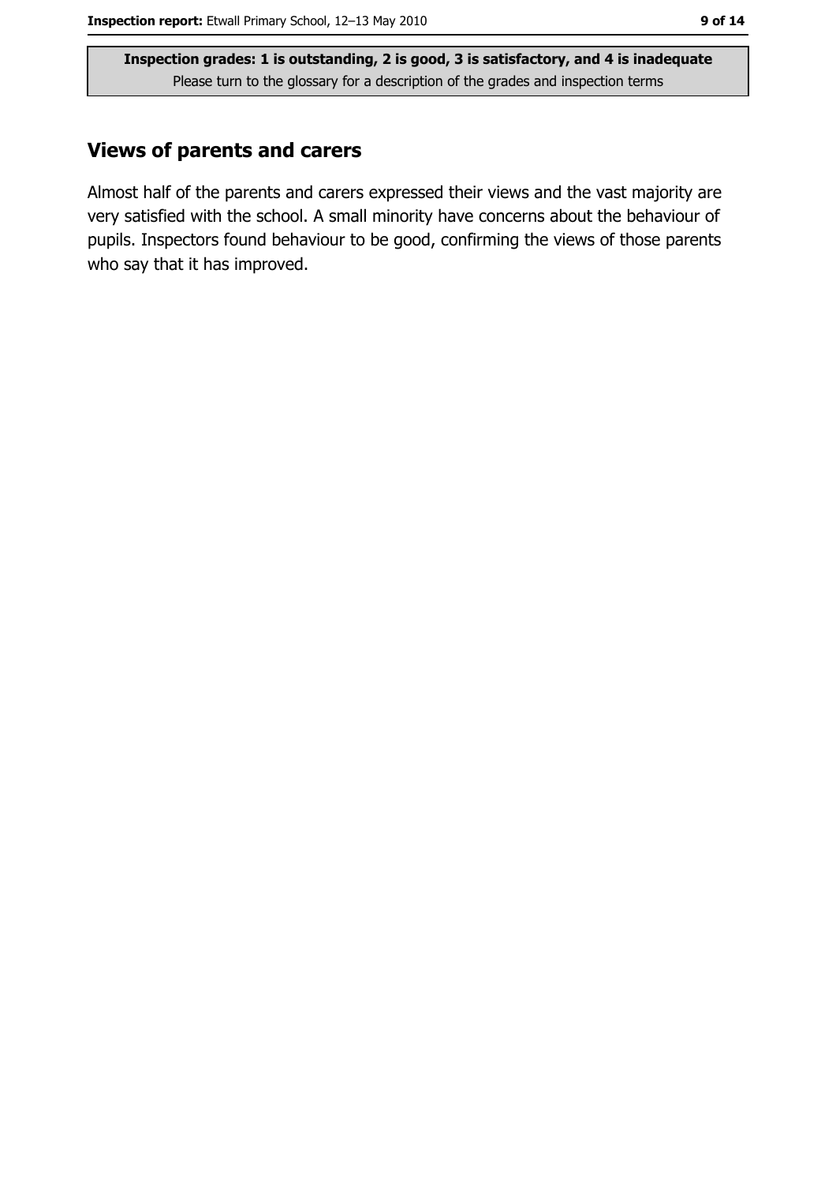**Inspection grades: 1 is outstanding, 2 is good, 3 is satisfactory, and 4 is inadequate**
Please turn to the glossary for a description of the grades and inspection terms

## Views of parents and carers

Almost half of the parents and carers expressed their views and the vast majority are very satisfied with the school. A small minority have concerns about the behaviour of pupils. Inspectors found behaviour to be good, confirming the views of those parents who say that it has improved.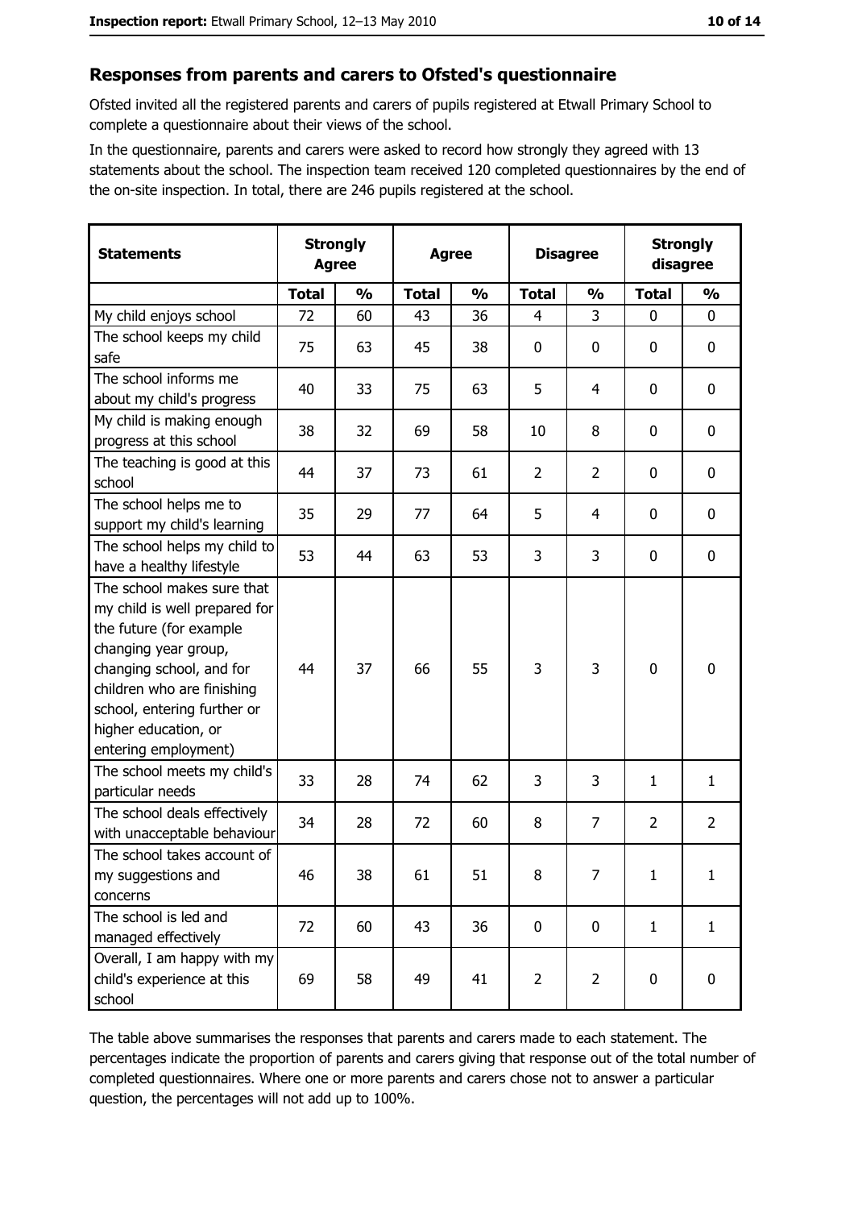## Responses from parents and carers to Ofsted's questionnaire

Ofsted invited all the registered parents and carers of pupils registered at Etwall Primary School to complete a questionnaire about their views of the school.

In the questionnaire, parents and carers were asked to record how strongly they agreed with 13 statements about the school. The inspection team received 120 completed questionnaires by the end of the on-site inspection. In total, there are 246 pupils registered at the school.

| Statements | Strongly Agree | | Agree | | Disagree | | Strongly disagree | |
|---|---|---|---|---|---|---|---|---|
| | Total | % | Total | % | Total | % | Total | % |
| My child enjoys school | 72 | 60 | 43 | 36 | 4 | 3 | 0 | 0 |
| The school keeps my child safe | 75 | 63 | 45 | 38 | 0 | 0 | 0 | 0 |
| The school informs me about my child's progress | 40 | 33 | 75 | 63 | 5 | 4 | 0 | 0 |
| My child is making enough progress at this school | 38 | 32 | 69 | 58 | 10 | 8 | 0 | 0 |
| The teaching is good at this school | 44 | 37 | 73 | 61 | 2 | 2 | 0 | 0 |
| The school helps me to support my child's learning | 35 | 29 | 77 | 64 | 5 | 4 | 0 | 0 |
| The school helps my child to have a healthy lifestyle | 53 | 44 | 63 | 53 | 3 | 3 | 0 | 0 |
| The school makes sure that my child is well prepared for the future (for example changing year group, changing school, and for children who are finishing school, entering further or higher education, or entering employment) | 44 | 37 | 66 | 55 | 3 | 3 | 0 | 0 |
| The school meets my child's particular needs | 33 | 28 | 74 | 62 | 3 | 3 | 1 | 1 |
| The school deals effectively with unacceptable behaviour | 34 | 28 | 72 | 60 | 8 | 7 | 2 | 2 |
| The school takes account of my suggestions and concerns | 46 | 38 | 61 | 51 | 8 | 7 | 1 | 1 |
| The school is led and managed effectively | 72 | 60 | 43 | 36 | 0 | 0 | 1 | 1 |
| Overall, I am happy with my child's experience at this school | 69 | 58 | 49 | 41 | 2 | 2 | 0 | 0 |

The table above summarises the responses that parents and carers made to each statement. The percentages indicate the proportion of parents and carers giving that response out of the total number of completed questionnaires. Where one or more parents and carers chose not to answer a particular question, the percentages will not add up to 100%.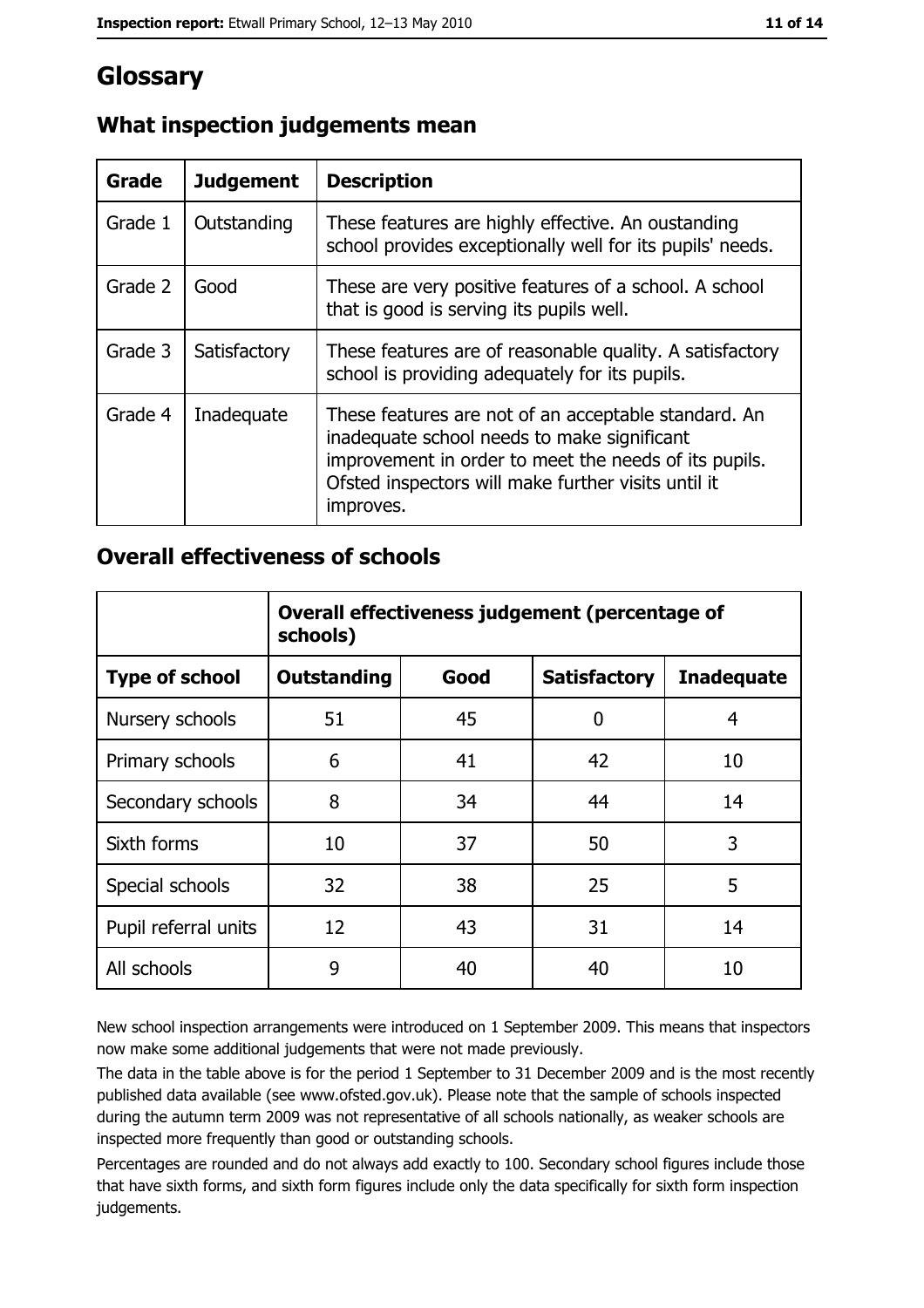# Glossary

## What inspection judgements mean

| Grade | Judgement | Description |
|---|---|---|
| Grade 1 | Outstanding | These features are highly effective. An oustanding school provides exceptionally well for its pupils' needs. |
| Grade 2 | Good | These are very positive features of a school. A school that is good is serving its pupils well. |
| Grade 3 | Satisfactory | These features are of reasonable quality. A satisfactory school is providing adequately for its pupils. |
| Grade 4 | Inadequate | These features are not of an acceptable standard. An inadequate school needs to make significant improvement in order to meet the needs of its pupils. Ofsted inspectors will make further visits until it improves. |

## Overall effectiveness of schools

| | Overall effectiveness judgement (percentage of schools) | | | |
|---|---|---|---|---|
| **Type of school** | **Outstanding** | **Good** | **Satisfactory** | **Inadequate** |
| Nursery schools | 51 | 45 | 0 | 4 |
| Primary schools | 6 | 41 | 42 | 10 |
| Secondary schools | 8 | 34 | 44 | 14 |
| Sixth forms | 10 | 37 | 50 | 3 |
| Special schools | 32 | 38 | 25 | 5 |
| Pupil referral units | 12 | 43 | 31 | 14 |
| All schools | 9 | 40 | 40 | 10 |

New school inspection arrangements were introduced on 1 September 2009. This means that inspectors now make some additional judgements that were not made previously.

The data in the table above is for the period 1 September to 31 December 2009 and is the most recently published data available (see www.ofsted.gov.uk). Please note that the sample of schools inspected during the autumn term 2009 was not representative of all schools nationally, as weaker schools are inspected more frequently than good or outstanding schools.

Percentages are rounded and do not always add exactly to 100. Secondary school figures include those that have sixth forms, and sixth form figures include only the data specifically for sixth form inspection judgements.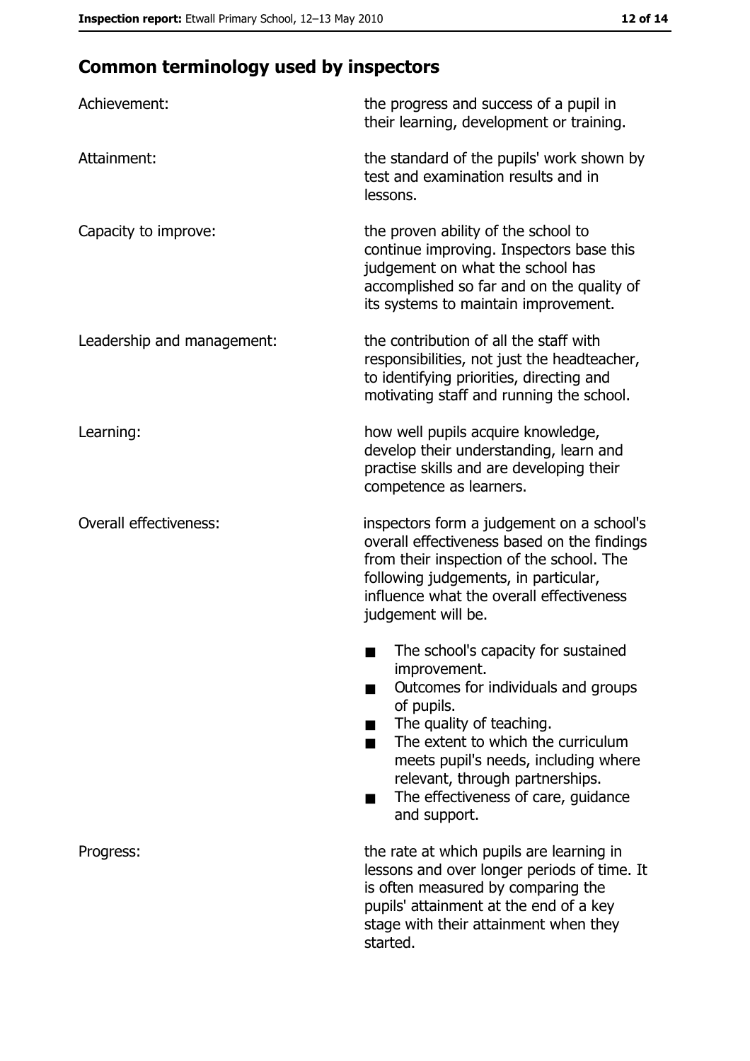## Common terminology used by inspectors

| | |
|---|---|
| Achievement: | the progress and success of a pupil in their learning, development or training. |
| Attainment: | the standard of the pupils' work shown by test and examination results and in lessons. |
| Capacity to improve: | the proven ability of the school to continue improving. Inspectors base this judgement on what the school has accomplished so far and on the quality of its systems to maintain improvement. |
| Leadership and management: | the contribution of all the staff with responsibilities, not just the headteacher, to identifying priorities, directing and motivating staff and running the school. |
| Learning: | how well pupils acquire knowledge, develop their understanding, learn and practise skills and are developing their competence as learners. |
| Overall effectiveness: | inspectors form a judgement on a school's overall effectiveness based on the findings from their inspection of the school. The following judgements, in particular, influence what the overall effectiveness judgement will be.<br>■ The school's capacity for sustained improvement.<br>■ Outcomes for individuals and groups of pupils.<br>■ The quality of teaching.<br>■ The extent to which the curriculum meets pupil's needs, including where relevant, through partnerships.<br>■ The effectiveness of care, guidance and support. |
| Progress: | the rate at which pupils are learning in lessons and over longer periods of time. It is often measured by comparing the pupils' attainment at the end of a key stage with their attainment when they started. |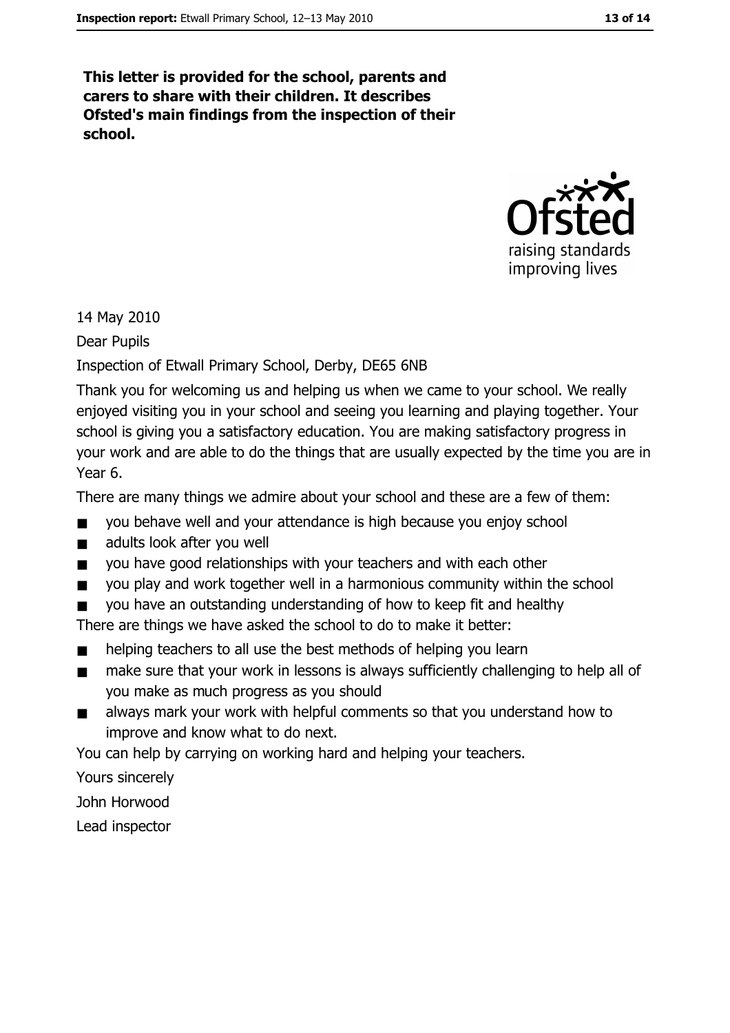**This letter is provided for the school, parents and carers to share with their children. It describes Ofsted's main findings from the inspection of their school.**

14 May 2010

Dear Pupils

Inspection of Etwall Primary School, Derby, DE65 6NB

Thank you for welcoming us and helping us when we came to your school. We really enjoyed visiting you in your school and seeing you learning and playing together. Your school is giving you a satisfactory education. You are making satisfactory progress in your work and are able to do the things that are usually expected by the time you are in Year 6.

There are many things we admire about your school and these are a few of them:

- you behave well and your attendance is high because you enjoy school
- adults look after you well
- you have good relationships with your teachers and with each other
- you play and work together well in a harmonious community within the school
- you have an outstanding understanding of how to keep fit and healthy

There are things we have asked the school to do to make it better:

- helping teachers to all use the best methods of helping you learn
- make sure that your work in lessons is always sufficiently challenging to help all of you make as much progress as you should
- always mark your work with helpful comments so that you understand how to improve and know what to do next.

You can help by carrying on working hard and helping your teachers.

Yours sincerely

John Horwood

Lead inspector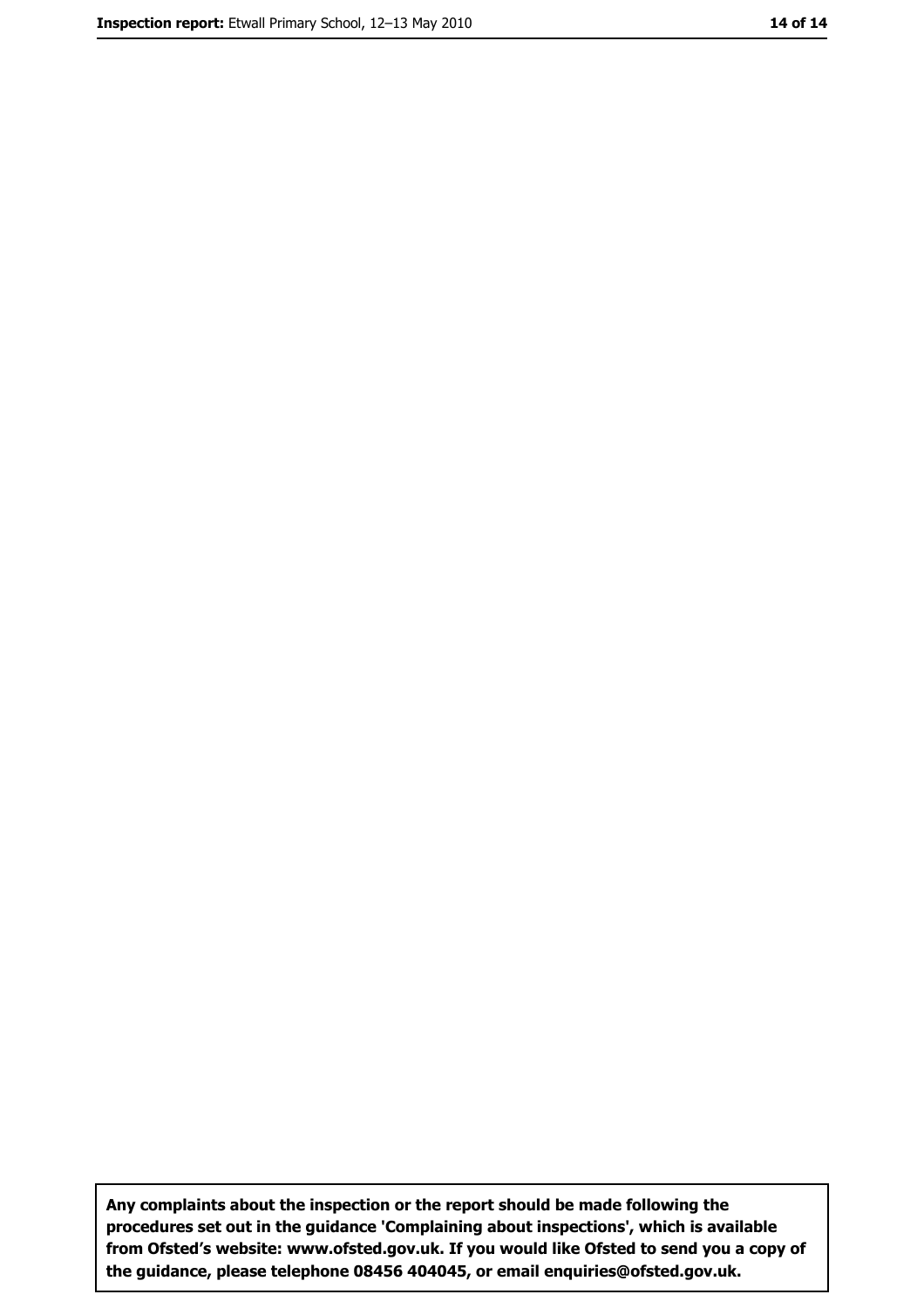**Any complaints about the inspection or the report should be made following the procedures set out in the guidance 'Complaining about inspections', which is available from Ofsted's website: www.ofsted.gov.uk. If you would like Ofsted to send you a copy of the guidance, please telephone 08456 404045, or email enquiries@ofsted.gov.uk.**